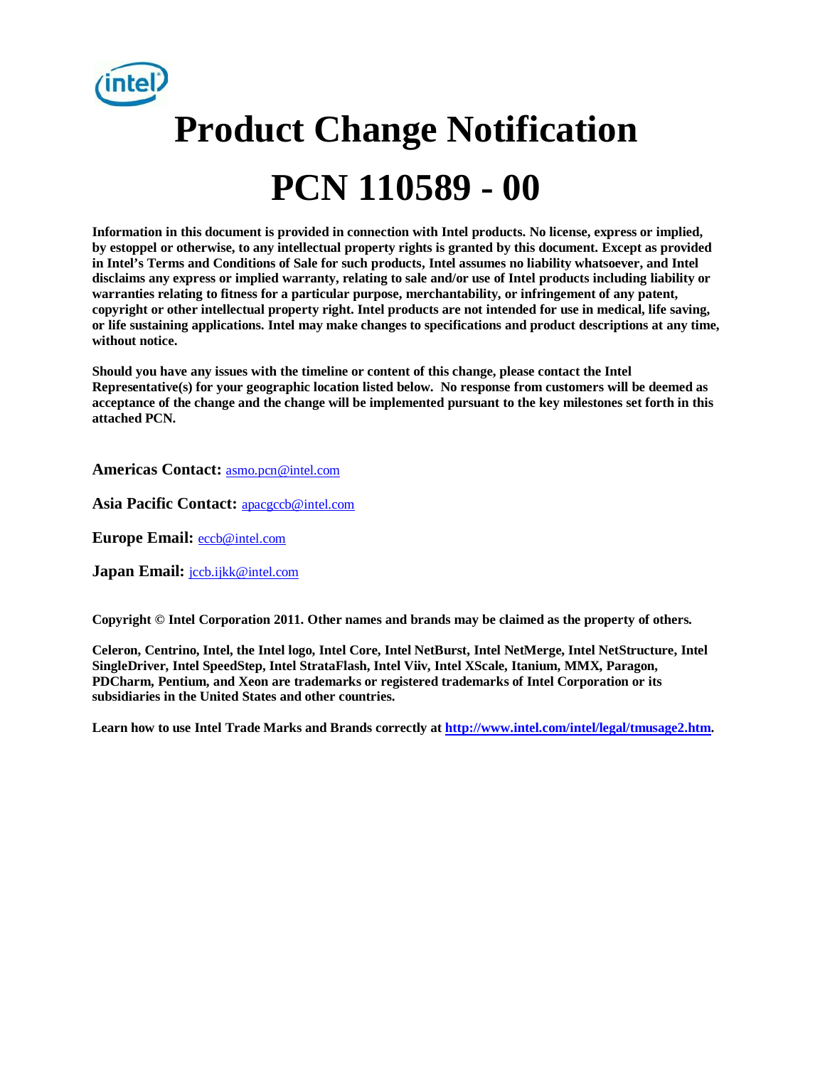# Product Change Notification

# PCN 110589 - 00

**Information in this document is provided in connection with Intel products. No license, express or implied, by estoppel or otherwise, to any intellectual property rights is granted by this document. Except as provided in Intel's Terms and Conditions of Sale for such products, Intel assumes no liability whatsoever, and Intel disclaims any express or implied warranty, relating to sale and/or use of Intel products including liability or warranties relating to fitness for a particular purpose, merchantability, or infringement of any patent, copyright or other intellectual property right. Intel products are not intended for use in medical, life saving, or life sustaining applications. Intel may make changes to specifications and product descriptions at any time, without notice.**

**Should you have any issues with the timeline or content of this change, please contact the Intel Representative(s) for your geographic location listed below. No response from customers will be deemed as acceptance of the change and the change will be implemented pursuant to the key milestones set forth in this attached PCN.**

**Americas Contact:** asmo.pcn@intel.com

**Asia Pacific Contact:** apacgccb@intel.com

**Europe Email:** eccb@intel.com

**Japan Email:** jccb.ijkk@intel.com

**Copyright © Intel Corporation 2011. Other names and brands may be claimed as the property of others.**

**Celeron, Centrino, Intel, the Intel logo, Intel Core, Intel NetBurst, Intel NetMerge, Intel NetStructure, Intel SingleDriver, Intel SpeedStep, Intel StrataFlash, Intel Viiv, Intel XScale, Itanium, MMX, Paragon, PDCharm, Pentium, and Xeon are trademarks or registered trademarks of Intel Corporation or its subsidiaries in the United States and other countries.**

**Learn how to use Intel Trade Marks and Brands correctly at http://www.intel.com/intel/legal/tmusage2.htm.**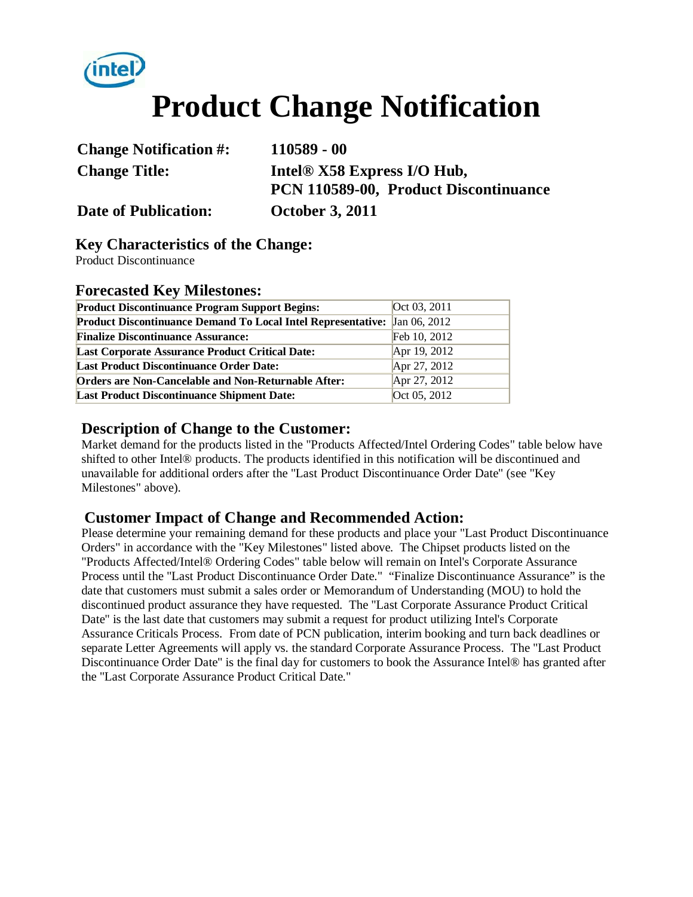# Product Change Notification

**Change Notification #:** 110589 - 00

**Change Title:** Intel® X58 Express I/O Hub, PCN 110589-00, Product Discontinuance

**Date of Publication:** October 3, 2011

## Key Characteristics of the Change:

Product Discontinuance

## Forecasted Key Milestones:

| | |
|---|---|
| **Product Discontinuance Program Support Begins:** | Oct 03, 2011 |
| **Product Discontinuance Demand To Local Intel Representative:** | Jan 06, 2012 |
| **Finalize Discontinuance Assurance:** | Feb 10, 2012 |
| **Last Corporate Assurance Product Critical Date:** | Apr 19, 2012 |
| **Last Product Discontinuance Order Date:** | Apr 27, 2012 |
| **Orders are Non-Cancelable and Non-Returnable After:** | Apr 27, 2012 |
| **Last Product Discontinuance Shipment Date:** | Oct 05, 2012 |

## Description of Change to the Customer:

Market demand for the products listed in the "Products Affected/Intel Ordering Codes" table below have shifted to other Intel® products. The products identified in this notification will be discontinued and unavailable for additional orders after the "Last Product Discontinuance Order Date" (see "Key Milestones" above).

## Customer Impact of Change and Recommended Action:

Please determine your remaining demand for these products and place your "Last Product Discontinuance Orders" in accordance with the "Key Milestones" listed above. The Chipset products listed on the "Products Affected/Intel® Ordering Codes" table below will remain on Intel's Corporate Assurance Process until the "Last Product Discontinuance Order Date." "Finalize Discontinuance Assurance" is the date that customers must submit a sales order or Memorandum of Understanding (MOU) to hold the discontinued product assurance they have requested. The "Last Corporate Assurance Product Critical Date" is the last date that customers may submit a request for product utilizing Intel's Corporate Assurance Criticals Process. From date of PCN publication, interim booking and turn back deadlines or separate Letter Agreements will apply vs. the standard Corporate Assurance Process. The "Last Product Discontinuance Order Date" is the final day for customers to book the Assurance Intel® has granted after the "Last Corporate Assurance Product Critical Date."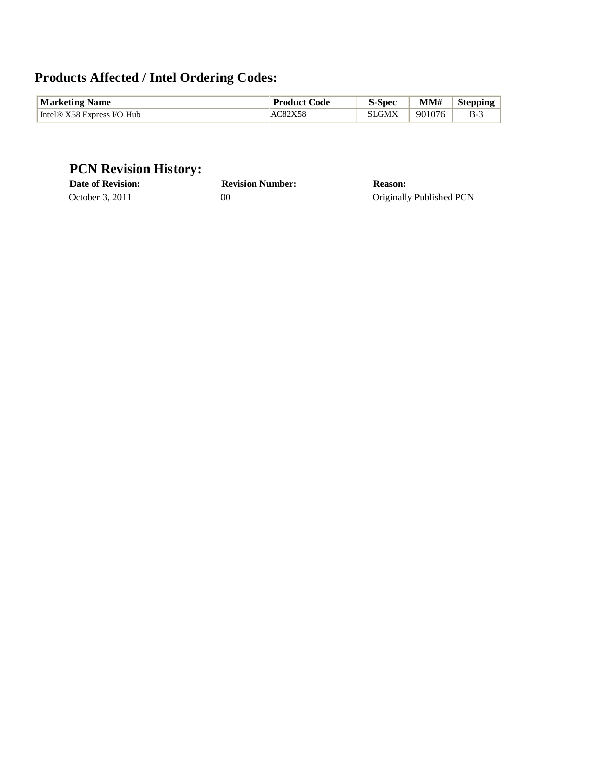## Products Affected / Intel Ordering Codes:

| Marketing Name | Product Code | S-Spec | MM# | Stepping |
|---|---|---|---|---|
| Intel® X58 Express I/O Hub | AC82X58 | SLGMX | 901076 | B-3 |

## PCN Revision History:

| Date of Revision: | Revision Number: | Reason: |
|---|---|---|
| October 3, 2011 | 00 | Originally Published PCN |